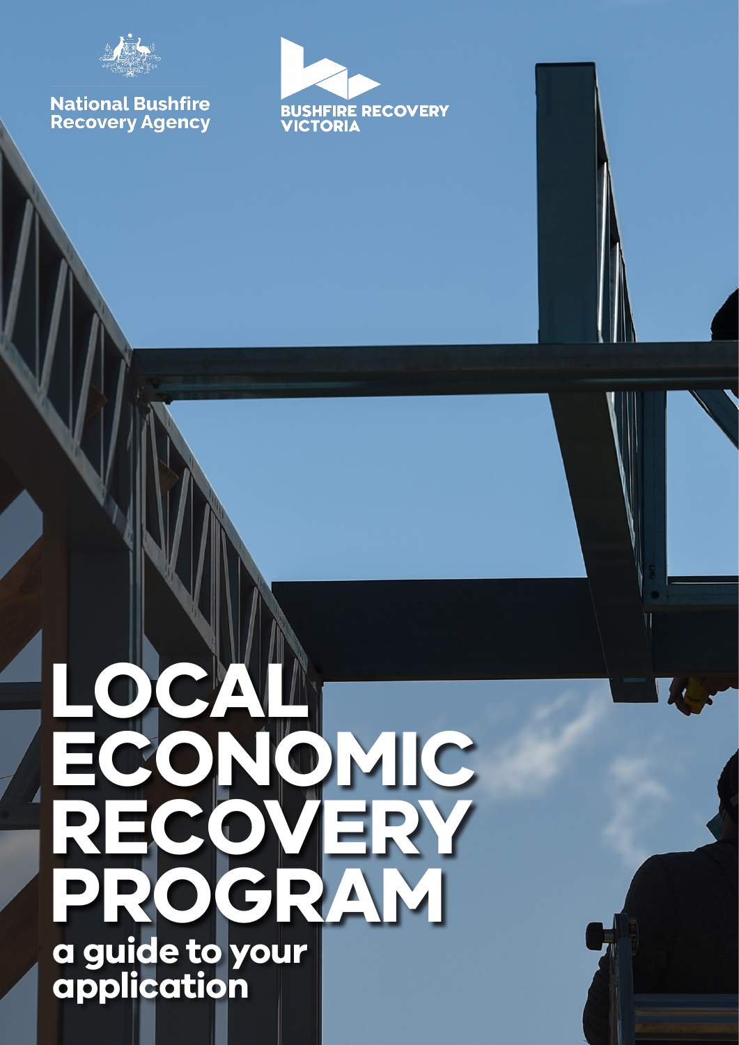National Bushfire Recovery Agency

BUSHFIRE RECOVERY VICTORIA

# LOCAL ECONOMIC RECOVERY PROGRAM

## a guide to your application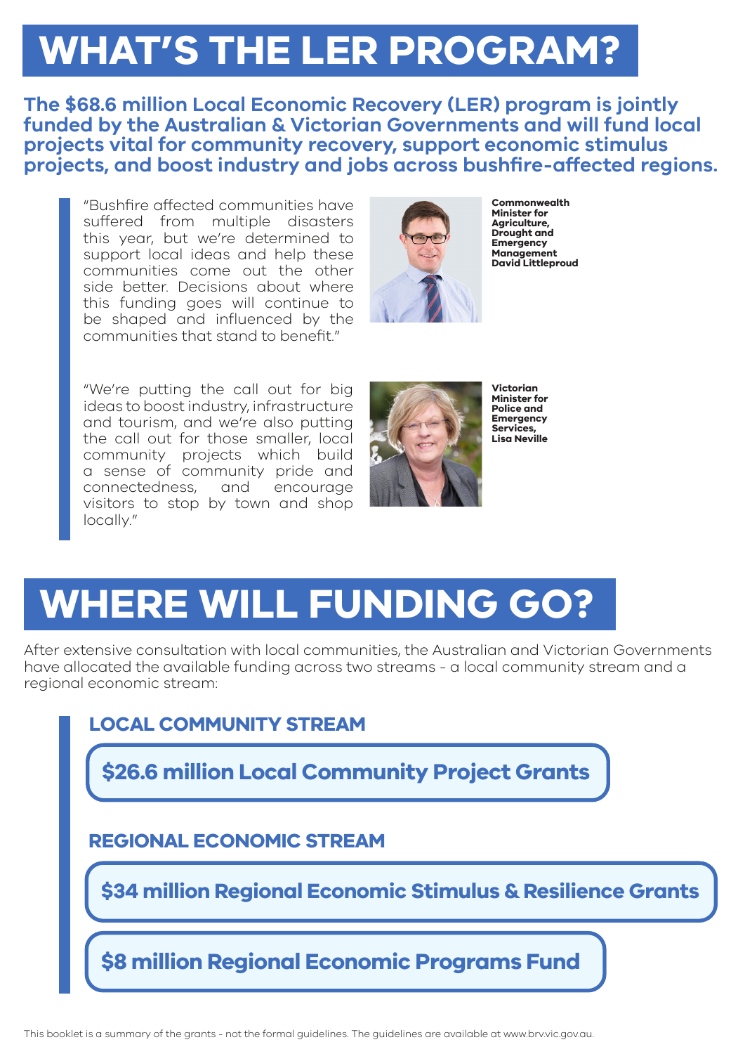# WHAT'S THE LER PROGRAM?

**The $68.6 million Local Economic Recovery (LER) program is jointly funded by the Australian & Victorian Governments and will fund local projects vital for community recovery, support economic stimulus projects, and boost industry and jobs across bushfire-affected regions.**

"Bushfire affected communities have suffered from multiple disasters this year, but we're determined to support local ideas and help these communities come out the other side better. Decisions about where this funding goes will continue to be shaped and influenced by the communities that stand to benefit."

**Commonwealth Minister for Agriculture, Drought and Emergency Management David Littleproud**

"We're putting the call out for big ideas to boost industry, infrastructure and tourism, and we're also putting the call out for those smaller, local community projects which build a sense of community pride and connectedness, and encourage visitors to stop by town and shop locally."

**Victorian Minister for Police and Emergency Services, Lisa Neville**

# WHERE WILL FUNDING GO?

After extensive consultation with local communities, the Australian and Victorian Governments have allocated the available funding across two streams - a local community stream and a regional economic stream:

### LOCAL COMMUNITY STREAM

**$26.6 million Local Community Project Grants**

### REGIONAL ECONOMIC STREAM

**$34 million Regional Economic Stimulus & Resilience Grants**

**$8 million Regional Economic Programs Fund**

This booklet is a summary of the grants - not the formal guidelines. The guidelines are available at www.brv.vic.gov.au.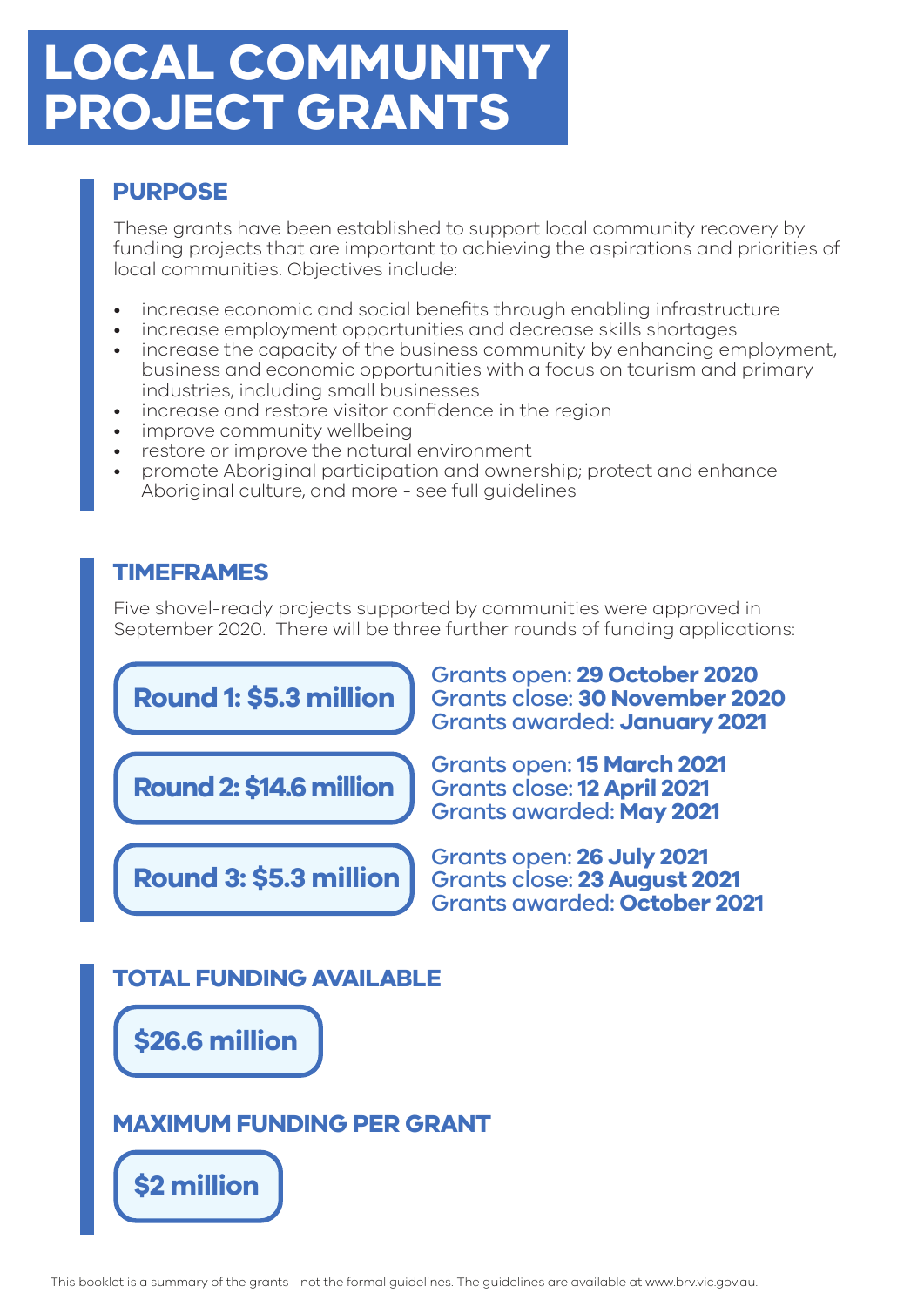# LOCAL COMMUNITY PROJECT GRANTS

## PURPOSE

These grants have been established to support local community recovery by funding projects that are important to achieving the aspirations and priorities of local communities. Objectives include:

- increase economic and social benefits through enabling infrastructure
- increase employment opportunities and decrease skills shortages
- increase the capacity of the business community by enhancing employment, business and economic opportunities with a focus on tourism and primary industries, including small businesses
- increase and restore visitor confidence in the region
- improve community wellbeing
- restore or improve the natural environment
- promote Aboriginal participation and ownership; protect and enhance Aboriginal culture, and more - see full guidelines

## TIMEFRAMES

Five shovel-ready projects supported by communities were approved in September 2020. There will be three further rounds of funding applications:

**Round 1: $5.3 million**

Grants open: **29 October 2020**
Grants close: **30 November 2020**
Grants awarded: **January 2021**

**Round 2: $14.6 million**

Grants open: **15 March 2021**
Grants close: **12 April 2021**
Grants awarded: **May 2021**

**Round 3: $5.3 million**

Grants open: **26 July 2021**
Grants close: **23 August 2021**
Grants awarded: **October 2021**

## TOTAL FUNDING AVAILABLE

**$26.6 million**

## MAXIMUM FUNDING PER GRANT

**$2 million**

This booklet is a summary of the grants - not the formal guidelines. The guidelines are available at www.brv.vic.gov.au.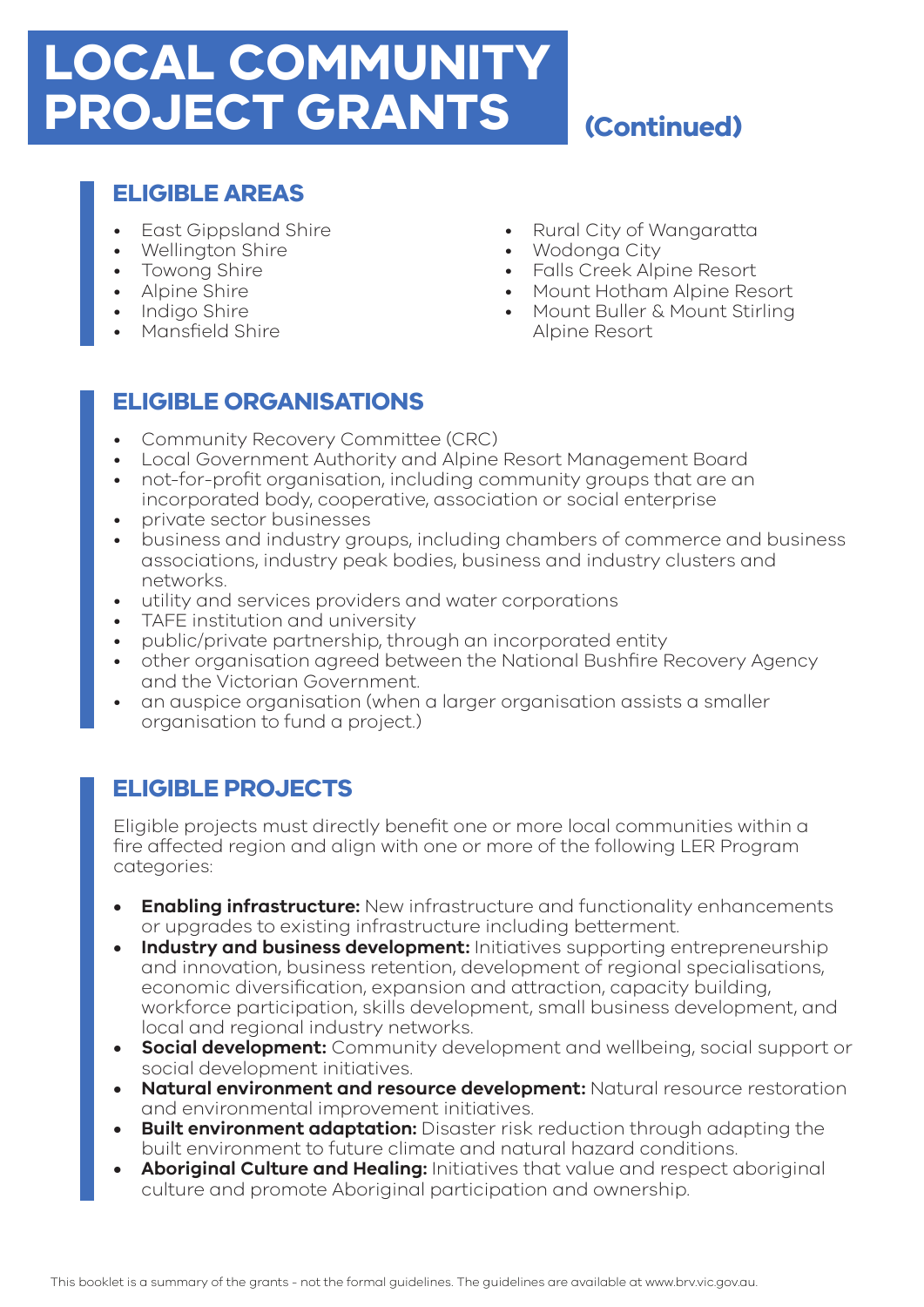# LOCAL COMMUNITY PROJECT GRANTS (Continued)

## ELIGIBLE AREAS

- East Gippsland Shire
- Wellington Shire
- Towong Shire
- Alpine Shire
- Indigo Shire
- Mansfield Shire
- Rural City of Wangaratta
- Wodonga City
- Falls Creek Alpine Resort
- Mount Hotham Alpine Resort
- Mount Buller & Mount Stirling Alpine Resort

## ELIGIBLE ORGANISATIONS

- Community Recovery Committee (CRC)
- Local Government Authority and Alpine Resort Management Board
- not-for-profit organisation, including community groups that are an incorporated body, cooperative, association or social enterprise
- private sector businesses
- business and industry groups, including chambers of commerce and business associations, industry peak bodies, business and industry clusters and networks.
- utility and services providers and water corporations
- TAFE institution and university
- public/private partnership, through an incorporated entity
- other organisation agreed between the National Bushfire Recovery Agency and the Victorian Government.
- an auspice organisation (when a larger organisation assists a smaller organisation to fund a project.)

## ELIGIBLE PROJECTS

Eligible projects must directly benefit one or more local communities within a fire affected region and align with one or more of the following LER Program categories:

- **Enabling infrastructure:** New infrastructure and functionality enhancements or upgrades to existing infrastructure including betterment.
- **Industry and business development:** Initiatives supporting entrepreneurship and innovation, business retention, development of regional specialisations, economic diversification, expansion and attraction, capacity building, workforce participation, skills development, small business development, and local and regional industry networks.
- **Social development:** Community development and wellbeing, social support or social development initiatives.
- **Natural environment and resource development:** Natural resource restoration and environmental improvement initiatives.
- **Built environment adaptation:** Disaster risk reduction through adapting the built environment to future climate and natural hazard conditions.
- **Aboriginal Culture and Healing:** Initiatives that value and respect aboriginal culture and promote Aboriginal participation and ownership.

This booklet is a summary of the grants - not the formal guidelines. The guidelines are available at www.brv.vic.gov.au.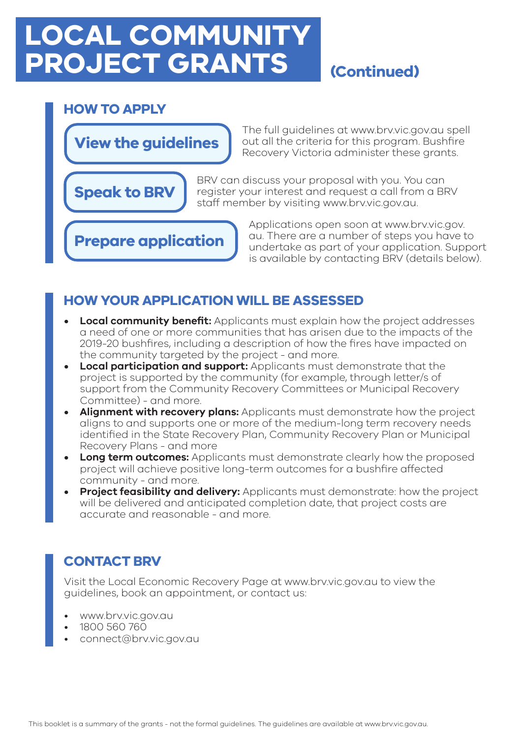# LOCAL COMMUNITY PROJECT GRANTS (Continued)

## HOW TO APPLY

**View the guidelines**

The full guidelines at www.brv.vic.gov.au spell out all the criteria for this program. Bushfire Recovery Victoria administer these grants.

**Speak to BRV**

BRV can discuss your proposal with you. You can register your interest and request a call from a BRV staff member by visiting www.brv.vic.gov.au.

**Prepare application**

Applications open soon at www.brv.vic.gov.au. There are a number of steps you have to undertake as part of your application. Support is available by contacting BRV (details below).

## HOW YOUR APPLICATION WILL BE ASSESSED

- **Local community benefit:** Applicants must explain how the project addresses a need of one or more communities that has arisen due to the impacts of the 2019-20 bushfires, including a description of how the fires have impacted on the community targeted by the project - and more.
- **Local participation and support:** Applicants must demonstrate that the project is supported by the community (for example, through letter/s of support from the Community Recovery Committees or Municipal Recovery Committee) - and more.
- **Alignment with recovery plans:** Applicants must demonstrate how the project aligns to and supports one or more of the medium-long term recovery needs identified in the State Recovery Plan, Community Recovery Plan or Municipal Recovery Plans - and more
- **Long term outcomes:** Applicants must demonstrate clearly how the proposed project will achieve positive long-term outcomes for a bushfire affected community - and more.
- **Project feasibility and delivery:** Applicants must demonstrate: how the project will be delivered and anticipated completion date, that project costs are accurate and reasonable - and more.

## CONTACT BRV

Visit the Local Economic Recovery Page at www.brv.vic.gov.au to view the guidelines, book an appointment, or contact us:

- www.brv.vic.gov.au
- 1800 560 760
- connect@brv.vic.gov.au

This booklet is a summary of the grants - not the formal guidelines. The guidelines are available at www.brv.vic.gov.au.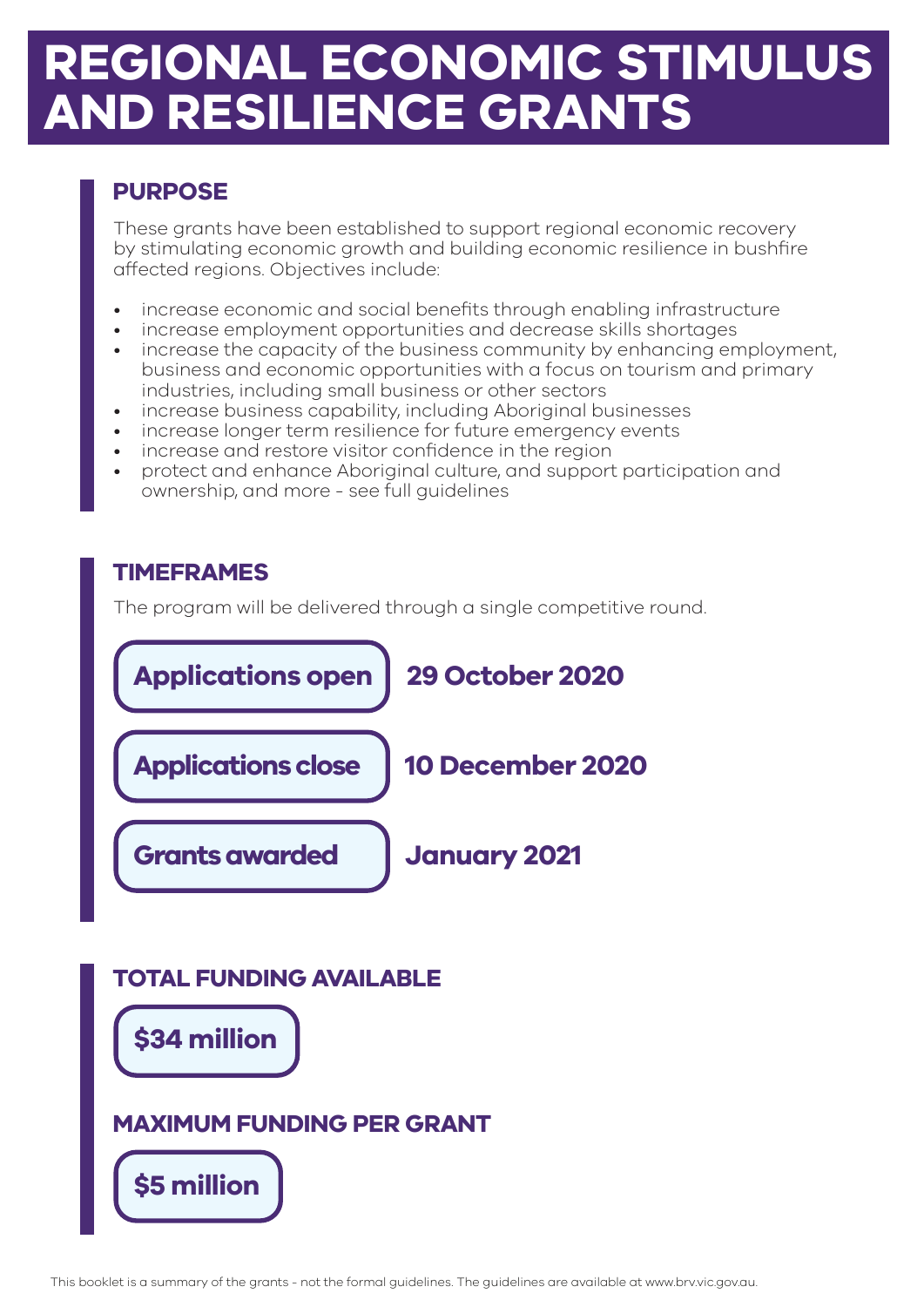# REGIONAL ECONOMIC STIMULUS AND RESILIENCE GRANTS

## PURPOSE

These grants have been established to support regional economic recovery by stimulating economic growth and building economic resilience in bushfire affected regions. Objectives include:

- increase economic and social benefits through enabling infrastructure
- increase employment opportunities and decrease skills shortages
- increase the capacity of the business community by enhancing employment, business and economic opportunities with a focus on tourism and primary industries, including small business or other sectors
- increase business capability, including Aboriginal businesses
- increase longer term resilience for future emergency events
- increase and restore visitor confidence in the region
- protect and enhance Aboriginal culture, and support participation and ownership, and more - see full guidelines

## TIMEFRAMES

The program will be delivered through a single competitive round.

**Applications open** — **29 October 2020**

**Applications close** — **10 December 2020**

**Grants awarded** — **January 2021**

## TOTAL FUNDING AVAILABLE

**$34 million**

## MAXIMUM FUNDING PER GRANT

**$5 million**

This booklet is a summary of the grants - not the formal guidelines. The guidelines are available at www.brv.vic.gov.au.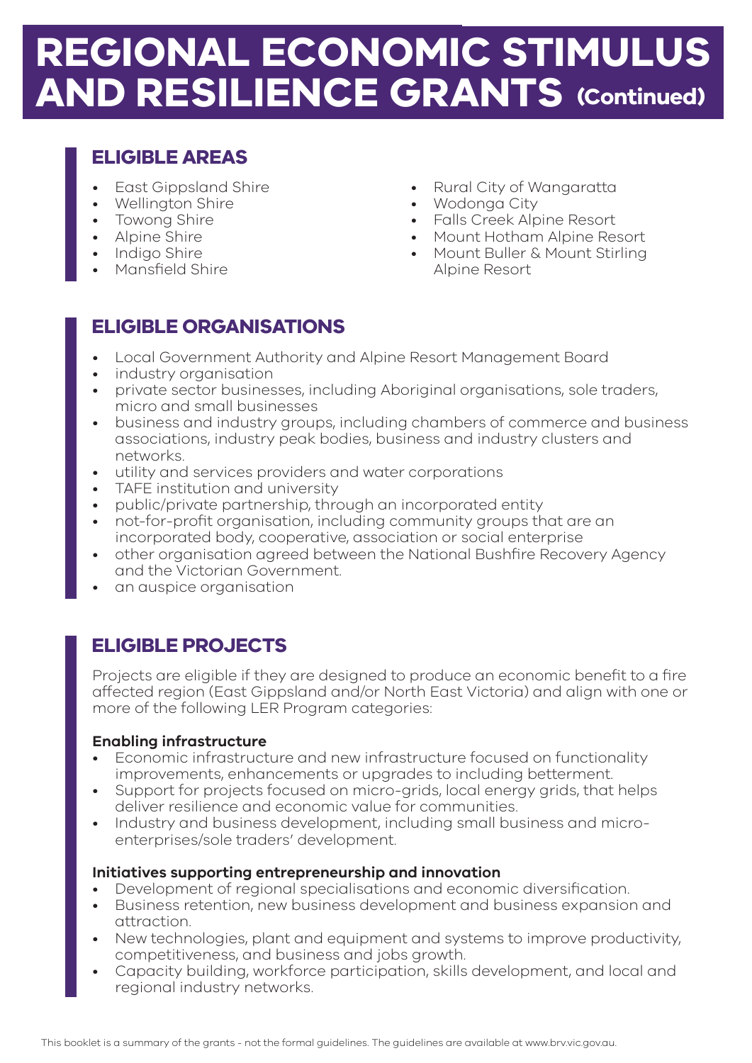# REGIONAL ECONOMIC STIMULUS AND RESILIENCE GRANTS (Continued)

## ELIGIBLE AREAS

- East Gippsland Shire
- Wellington Shire
- Towong Shire
- Alpine Shire
- Indigo Shire
- Mansfield Shire
- Rural City of Wangaratta
- Wodonga City
- Falls Creek Alpine Resort
- Mount Hotham Alpine Resort
- Mount Buller & Mount Stirling Alpine Resort

## ELIGIBLE ORGANISATIONS

- Local Government Authority and Alpine Resort Management Board
- industry organisation
- private sector businesses, including Aboriginal organisations, sole traders, micro and small businesses
- business and industry groups, including chambers of commerce and business associations, industry peak bodies, business and industry clusters and networks.
- utility and services providers and water corporations
- TAFE institution and university
- public/private partnership, through an incorporated entity
- not-for-profit organisation, including community groups that are an incorporated body, cooperative, association or social enterprise
- other organisation agreed between the National Bushfire Recovery Agency and the Victorian Government.
- an auspice organisation

## ELIGIBLE PROJECTS

Projects are eligible if they are designed to produce an economic benefit to a fire affected region (East Gippsland and/or North East Victoria) and align with one or more of the following LER Program categories:

**Enabling infrastructure**

- Economic infrastructure and new infrastructure focused on functionality improvements, enhancements or upgrades to including betterment.
- Support for projects focused on micro-grids, local energy grids, that helps deliver resilience and economic value for communities.
- Industry and business development, including small business and micro-enterprises/sole traders' development.

**Initiatives supporting entrepreneurship and innovation**

- Development of regional specialisations and economic diversification.
- Business retention, new business development and business expansion and attraction.
- New technologies, plant and equipment and systems to improve productivity, competitiveness, and business and jobs growth.
- Capacity building, workforce participation, skills development, and local and regional industry networks.

This booklet is a summary of the grants - not the formal guidelines. The guidelines are available at www.brv.vic.gov.au.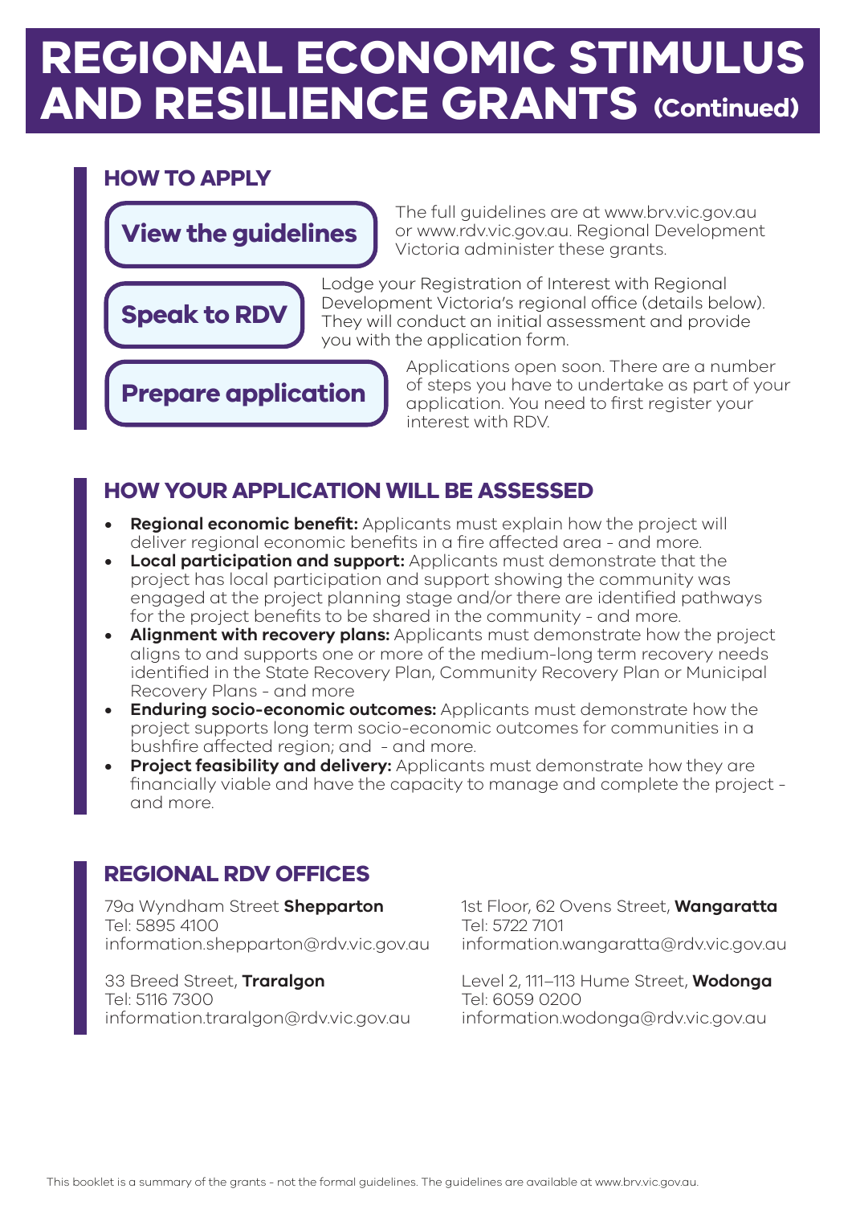# REGIONAL ECONOMIC STIMULUS AND RESILIENCE GRANTS (Continued)

## HOW TO APPLY

**View the guidelines**

The full guidelines are at www.brv.vic.gov.au or www.rdv.vic.gov.au. Regional Development Victoria administer these grants.

**Speak to RDV**

Lodge your Registration of Interest with Regional Development Victoria's regional office (details below). They will conduct an initial assessment and provide you with the application form.

**Prepare application**

Applications open soon. There are a number of steps you have to undertake as part of your application. You need to first register your interest with RDV.

## HOW YOUR APPLICATION WILL BE ASSESSED

- **Regional economic benefit:** Applicants must explain how the project will deliver regional economic benefits in a fire affected area - and more.
- **Local participation and support:** Applicants must demonstrate that the project has local participation and support showing the community was engaged at the project planning stage and/or there are identified pathways for the project benefits to be shared in the community - and more.
- **Alignment with recovery plans:** Applicants must demonstrate how the project aligns to and supports one or more of the medium-long term recovery needs identified in the State Recovery Plan, Community Recovery Plan or Municipal Recovery Plans - and more
- **Enduring socio-economic outcomes:** Applicants must demonstrate how the project supports long term socio-economic outcomes for communities in a bushfire affected region; and - and more.
- **Project feasibility and delivery:** Applicants must demonstrate how they are financially viable and have the capacity to manage and complete the project - and more.

## REGIONAL RDV OFFICES

79a Wyndham Street **Shepparton**
Tel: 5895 4100
information.shepparton@rdv.vic.gov.au

33 Breed Street, **Traralgon**
Tel: 5116 7300
information.traralgon@rdv.vic.gov.au

1st Floor, 62 Ovens Street, **Wangaratta**
Tel: 5722 7101
information.wangaratta@rdv.vic.gov.au

Level 2, 111–113 Hume Street, **Wodonga**
Tel: 6059 0200
information.wodonga@rdv.vic.gov.au

This booklet is a summary of the grants - not the formal guidelines. The guidelines are available at www.brv.vic.gov.au.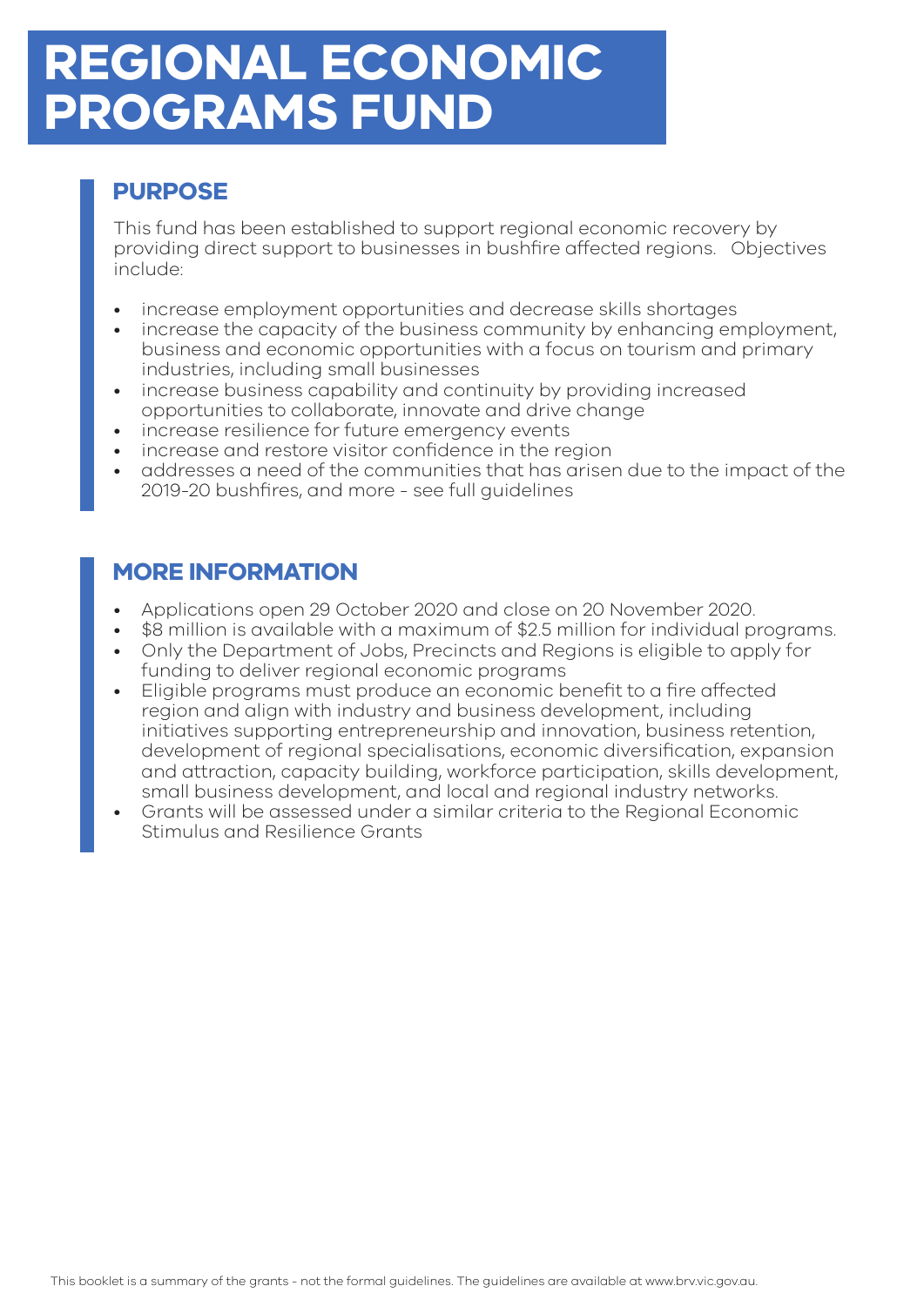# REGIONAL ECONOMIC PROGRAMS FUND

## PURPOSE

This fund has been established to support regional economic recovery by providing direct support to businesses in bushfire affected regions. Objectives include:

- increase employment opportunities and decrease skills shortages
- increase the capacity of the business community by enhancing employment, business and economic opportunities with a focus on tourism and primary industries, including small businesses
- increase business capability and continuity by providing increased opportunities to collaborate, innovate and drive change
- increase resilience for future emergency events
- increase and restore visitor confidence in the region
- addresses a need of the communities that has arisen due to the impact of the 2019-20 bushfires, and more - see full guidelines

## MORE INFORMATION

- Applications open 29 October 2020 and close on 20 November 2020.
- $8 million is available with a maximum of $2.5 million for individual programs.
- Only the Department of Jobs, Precincts and Regions is eligible to apply for funding to deliver regional economic programs
- Eligible programs must produce an economic benefit to a fire affected region and align with industry and business development, including initiatives supporting entrepreneurship and innovation, business retention, development of regional specialisations, economic diversification, expansion and attraction, capacity building, workforce participation, skills development, small business development, and local and regional industry networks.
- Grants will be assessed under a similar criteria to the Regional Economic Stimulus and Resilience Grants

This booklet is a summary of the grants - not the formal guidelines. The guidelines are available at www.brv.vic.gov.au.